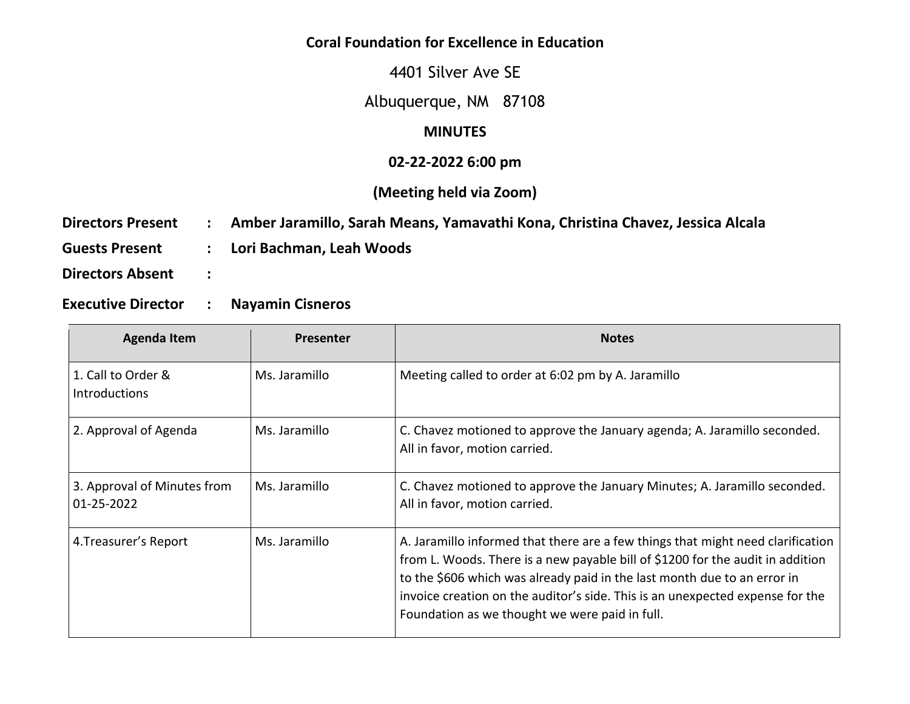**Coral Foundation for Excellence in Education**

4401 Silver Ave SE

Albuquerque, NM 87108

**MINUTES**

**02-22-2022 6:00 pm**

**(Meeting held via Zoom)**

**Directors Present : Amber Jaramillo, Sarah Means, Yamavathi Kona, Christina Chavez, Jessica Alcala**

**Guests Present : Lori Bachman, Leah Woods**

**Directors Absent :**

**Executive Director : Nayamin Cisneros**

| Agenda Item | Presenter | Notes |
|---|---|---|
| 1. Call to Order & Introductions | Ms. Jaramillo | Meeting called to order at 6:02 pm by A. Jaramillo |
| 2. Approval of Agenda | Ms. Jaramillo | C. Chavez motioned to approve the January agenda; A. Jaramillo seconded. All in favor, motion carried. |
| 3. Approval of Minutes from 01-25-2022 | Ms. Jaramillo | C. Chavez motioned to approve the January Minutes; A. Jaramillo seconded. All in favor, motion carried. |
| 4.Treasurer's Report | Ms. Jaramillo | A. Jaramillo informed that there are a few things that might need clarification from L. Woods. There is a new payable bill of $1200 for the audit in addition to the $606 which was already paid in the last month due to an error in invoice creation on the auditor's side. This is an unexpected expense for the Foundation as we thought we were paid in full. |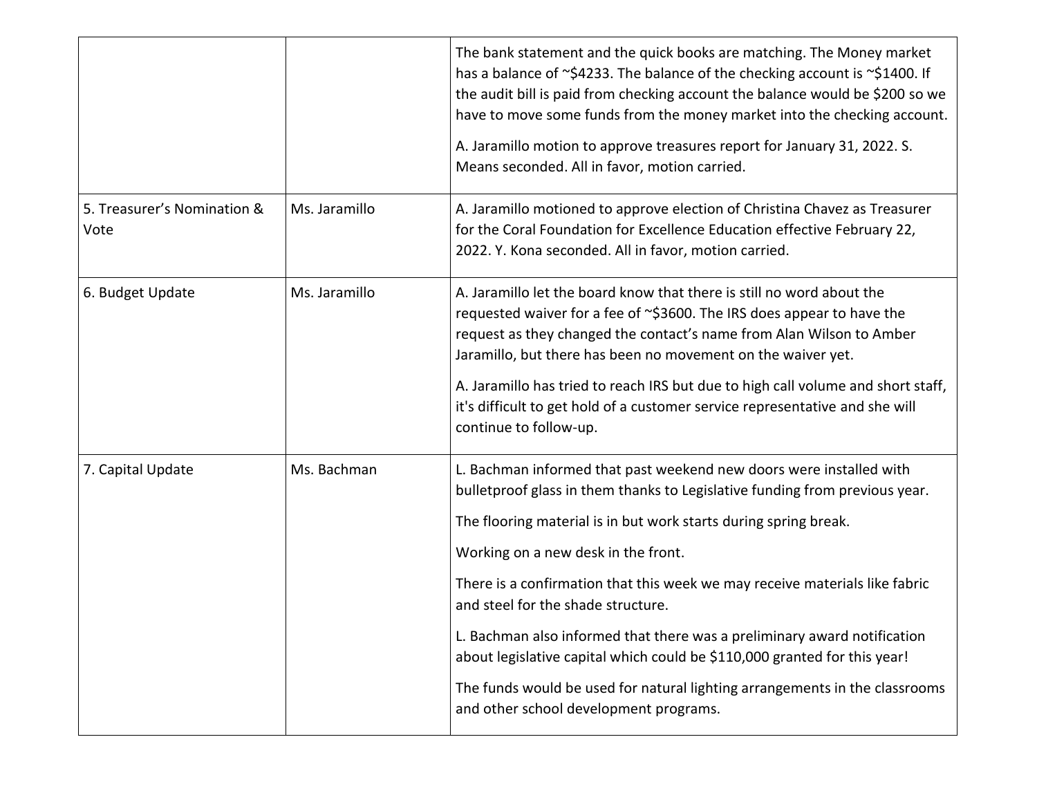|  |  |  |
| --- | --- | --- |
|  |  | The bank statement and the quick books are matching. The Money market has a balance of ~$4233. The balance of the checking account is ~$1400. If the audit bill is paid from checking account the balance would be $200 so we have to move some funds from the money market into the checking account.<br><br>A. Jaramillo motion to approve treasures report for January 31, 2022. S. Means seconded. All in favor, motion carried. |
| 5. Treasurer's Nomination & Vote | Ms. Jaramillo | A. Jaramillo motioned to approve election of Christina Chavez as Treasurer for the Coral Foundation for Excellence Education effective February 22, 2022. Y. Kona seconded. All in favor, motion carried. |
| 6. Budget Update | Ms. Jaramillo | A. Jaramillo let the board know that there is still no word about the requested waiver for a fee of ~$3600. The IRS does appear to have the request as they changed the contact's name from Alan Wilson to Amber Jaramillo, but there has been no movement on the waiver yet.<br><br>A. Jaramillo has tried to reach IRS but due to high call volume and short staff, it's difficult to get hold of a customer service representative and she will continue to follow-up. |
| 7. Capital Update | Ms. Bachman | L. Bachman informed that past weekend new doors were installed with bulletproof glass in them thanks to Legislative funding from previous year.<br><br>The flooring material is in but work starts during spring break.<br><br>Working on a new desk in the front.<br><br>There is a confirmation that this week we may receive materials like fabric and steel for the shade structure.<br><br>L. Bachman also informed that there was a preliminary award notification about legislative capital which could be $110,000 granted for this year!<br><br>The funds would be used for natural lighting arrangements in the classrooms and other school development programs. |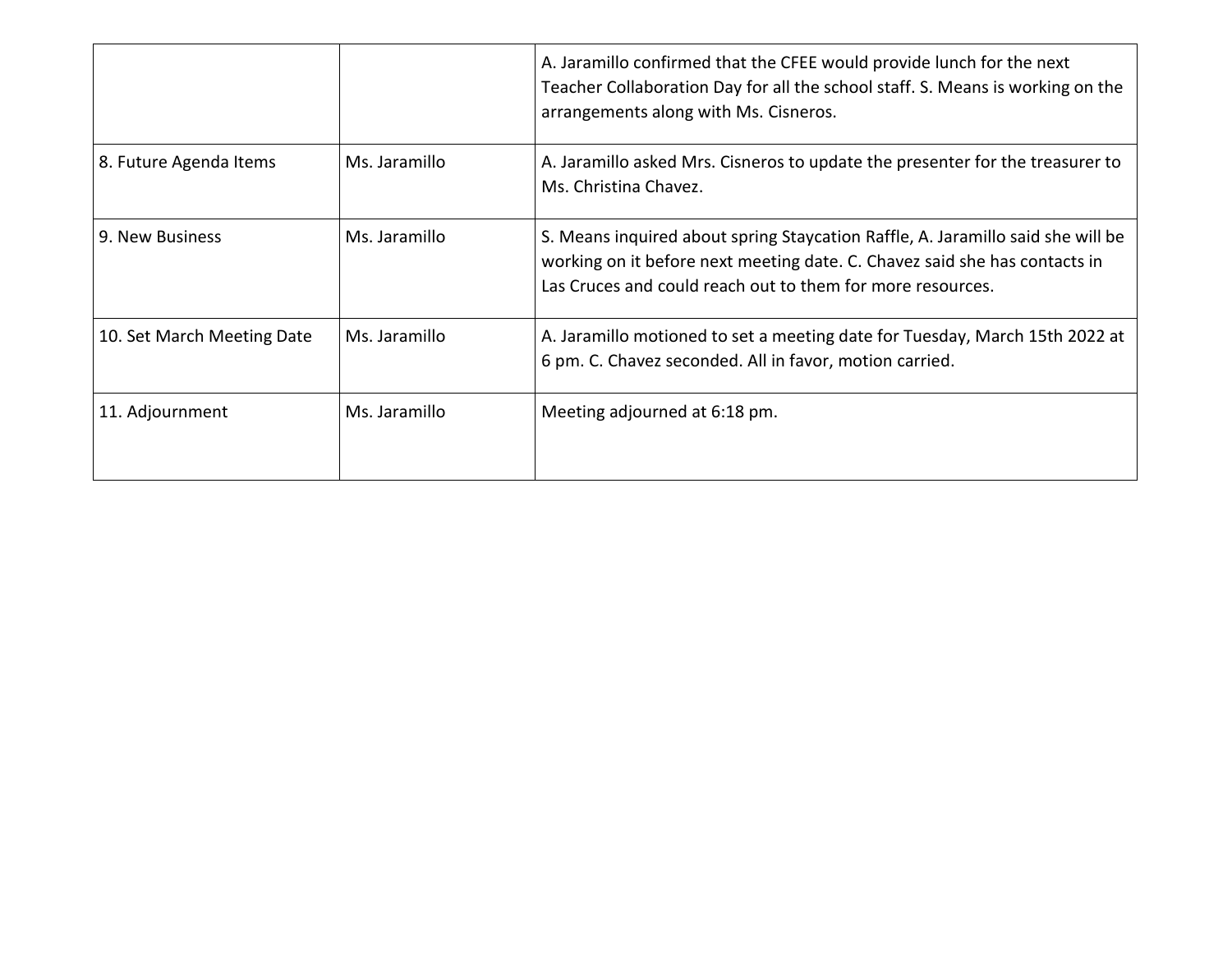| | | |
|---|---|---|
| | | A. Jaramillo confirmed that the CFEE would provide lunch for the next Teacher Collaboration Day for all the school staff. S. Means is working on the arrangements along with Ms. Cisneros. |
| 8. Future Agenda Items | Ms. Jaramillo | A. Jaramillo asked Mrs. Cisneros to update the presenter for the treasurer to Ms. Christina Chavez. |
| 9. New Business | Ms. Jaramillo | S. Means inquired about spring Staycation Raffle, A. Jaramillo said she will be working on it before next meeting date. C. Chavez said she has contacts in Las Cruces and could reach out to them for more resources. |
| 10. Set March Meeting Date | Ms. Jaramillo | A. Jaramillo motioned to set a meeting date for Tuesday, March 15th 2022 at 6 pm. C. Chavez seconded. All in favor, motion carried. |
| 11. Adjournment | Ms. Jaramillo | Meeting adjourned at 6:18 pm. |